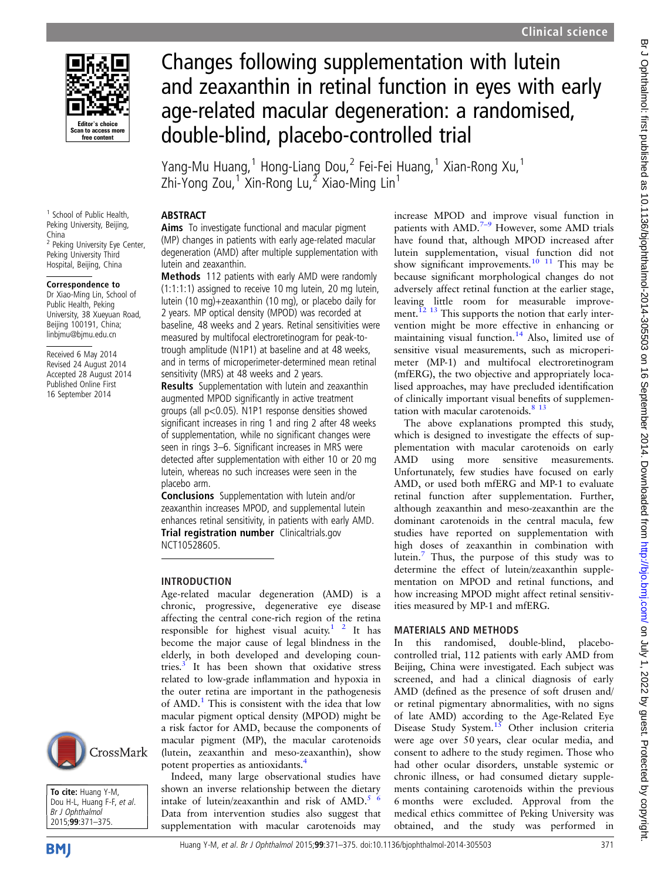# Changes following supplementation with lutein and zeaxanthin in retinal function in eyes with early age-related macular degeneration: a randomised, double-blind, placebo-controlled trial

Yang-Mu Huang,[1] Hong-Liang Dou,[2] Fei-Fei Huang,[1] Xian-Rong Xu,[1] Zhi-Yong Zou,[1] Xin-Rong Lu,[2] Xiao-Ming Lin[1]

[1] School of Public Health, Peking University, Beijing, China
[2] Peking University Eye Center, Peking University Third Hospital, Beijing, China

**Correspondence to**
Dr Xiao-Ming Lin, School of Public Health, Peking University, 38 Xueyuan Road, Beijing 100191, China; linbjmu@bjmu.edu.cn

Received 6 May 2014
Revised 24 August 2014
Accepted 28 August 2014
Published Online First 16 September 2014

**To cite:** Huang Y-M, Dou H-L, Huang F-F, *et al*. *Br J Ophthalmol* 2015;**99**:371–375.

## ABSTRACT

**Aims** To investigate functional and macular pigment (MP) changes in patients with early age-related macular degeneration (AMD) after multiple supplementation with lutein and zeaxanthin.

**Methods** 112 patients with early AMD were randomly (1:1:1:1) assigned to receive 10 mg lutein, 20 mg lutein, lutein (10 mg)+zeaxanthin (10 mg), or placebo daily for 2 years. MP optical density (MPOD) was recorded at baseline, 48 weeks and 2 years. Retinal sensitivities were measured by multifocal electroretinogram for peak-to-trough amplitude (N1P1) at baseline and at 48 weeks, and in terms of microperimeter-determined mean retinal sensitivity (MRS) at 48 weeks and 2 years.

**Results** Supplementation with lutein and zeaxanthin augmented MPOD significantly in active treatment groups (all $p<0.05$). N1P1 response densities showed significant increases in ring 1 and ring 2 after 48 weeks of supplementation, while no significant changes were seen in rings 3–6. Significant increases in MRS were detected after supplementation with either 10 or 20 mg lutein, whereas no such increases were seen in the placebo arm.

**Conclusions** Supplementation with lutein and/or zeaxanthin increases MPOD, and supplemental lutein enhances retinal sensitivity, in patients with early AMD.

**Trial registration number** Clinicaltrials.gov NCT10528605.

## INTRODUCTION

Age-related macular degeneration (AMD) is a chronic, progressive, degenerative eye disease affecting the central cone-rich region of the retina responsible for highest visual acuity.[1 2] It has become the major cause of legal blindness in the elderly, in both developed and developing countries.[3] It has been shown that oxidative stress related to low-grade inflammation and hypoxia in the outer retina are important in the pathogenesis of AMD.[1] This is consistent with the idea that low macular pigment optical density (MPOD) might be a risk factor for AMD, because the components of macular pigment (MP), the macular carotenoids (lutein, zeaxanthin and meso-zeaxanthin), show potent properties as antioxidants.[4]

Indeed, many large observational studies have shown an inverse relationship between the dietary intake of lutein/zeaxanthin and risk of AMD.[5 6] Data from intervention studies also suggest that supplementation with macular carotenoids may increase MPOD and improve visual function in patients with AMD.[7–9] However, some AMD trials have found that, although MPOD increased after lutein supplementation, visual function did not show significant improvements.[10 11] This may be because significant morphological changes do not adversely affect retinal function at the earlier stage, leaving little room for measurable improvement.[12 13] This supports the notion that early intervention might be more effective in enhancing or maintaining visual function.[14] Also, limited use of sensitive visual measurements, such as microperimeter (MP-1) and multifocal electroretinogram (mfERG), the two objective and appropriately localised approaches, may have precluded identification of clinically important visual benefits of supplementation with macular carotenoids.[8 13]

The above explanations prompted this study, which is designed to investigate the effects of supplementation with macular carotenoids on early AMD using more sensitive measurements. Unfortunately, few studies have focused on early AMD, or used both mfERG and MP-1 to evaluate retinal function after supplementation. Further, although zeaxanthin and meso-zeaxanthin are the dominant carotenoids in the central macula, few studies have reported on supplementation with high doses of zeaxanthin in combination with lutein.[7] Thus, the purpose of this study was to determine the effect of lutein/zeaxanthin supplementation on MPOD and retinal functions, and how increasing MPOD might affect retinal sensitivities measured by MP-1 and mfERG.

## MATERIALS AND METHODS

In this randomised, double-blind, placebo-controlled trial, 112 patients with early AMD from Beijing, China were investigated. Each subject was screened, and had a clinical diagnosis of early AMD (defined as the presence of soft drusen and/or retinal pigmentary abnormalities, with no signs of late AMD) according to the Age-Related Eye Disease Study System.[15] Other inclusion criteria were age over 50 years, clear ocular media, and consent to adhere to the study regimen. Those who had other ocular disorders, unstable systemic or chronic illness, or had consumed dietary supplements containing carotenoids within the previous 6 months were excluded. Approval from the medical ethics committee of Peking University was obtained, and the study was performed in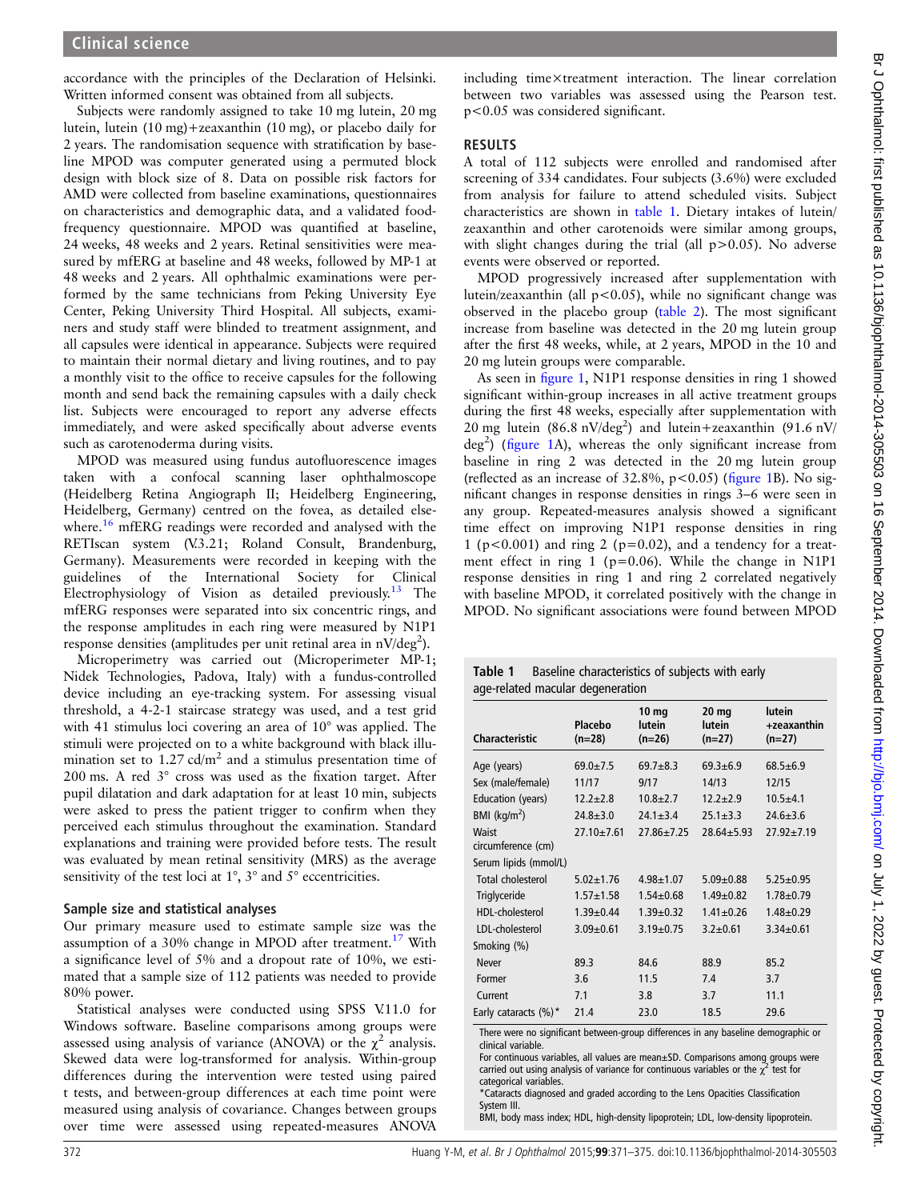accordance with the principles of the Declaration of Helsinki. Written informed consent was obtained from all subjects.

Subjects were randomly assigned to take 10 mg lutein, 20 mg lutein, lutein (10 mg)+zeaxanthin (10 mg), or placebo daily for 2 years. The randomisation sequence with stratification by baseline MPOD was computer generated using a permuted block design with block size of 8. Data on possible risk factors for AMD were collected from baseline examinations, questionnaires on characteristics and demographic data, and a validated food-frequency questionnaire. MPOD was quantified at baseline, 24 weeks, 48 weeks and 2 years. Retinal sensitivities were measured by mfERG at baseline and 48 weeks, followed by MP-1 at 48 weeks and 2 years. All ophthalmic examinations were performed by the same technicians from Peking University Eye Center, Peking University Third Hospital. All subjects, examiners and study staff were blinded to treatment assignment, and all capsules were identical in appearance. Subjects were required to maintain their normal dietary and living routines, and to pay a monthly visit to the office to receive capsules for the following month and send back the remaining capsules with a daily check list. Subjects were encouraged to report any adverse effects immediately, and were asked specifically about adverse events such as carotenoderma during visits.

MPOD was measured using fundus autofluorescence images taken with a confocal scanning laser ophthalmoscope (Heidelberg Retina Angiograph II; Heidelberg Engineering, Heidelberg, Germany) centred on the fovea, as detailed elsewhere.[16] mfERG readings were recorded and analysed with the RETIscan system (V.3.21; Roland Consult, Brandenburg, Germany). Measurements were recorded in keeping with the guidelines of the International Society for Clinical Electrophysiology of Vision as detailed previously.[13] The mfERG responses were separated into six concentric rings, and the response amplitudes in each ring were measured by N1P1 response densities (amplitudes per unit retinal area in nV/deg$^2$).

Microperimetry was carried out (Microperimeter MP-1; Nidek Technologies, Padova, Italy) with a fundus-controlled device including an eye-tracking system. For assessing visual threshold, a 4-2-1 staircase strategy was used, and a test grid with 41 stimulus loci covering an area of 10° was applied. The stimuli were projected on to a white background with black illumination set to 1.27 cd/m$^2$ and a stimulus presentation time of 200 ms. A red 3° cross was used as the fixation target. After pupil dilatation and dark adaptation for at least 10 min, subjects were asked to press the patient trigger to confirm when they perceived each stimulus throughout the examination. Standard explanations and training were provided before tests. The result was evaluated by mean retinal sensitivity (MRS) as the average sensitivity of the test loci at 1°, 3° and 5° eccentricities.

### Sample size and statistical analyses

Our primary measure used to estimate sample size was the assumption of a 30% change in MPOD after treatment.[17] With a significance level of 5% and a dropout rate of 10%, we estimated that a sample size of 112 patients was needed to provide 80% power.

Statistical analyses were conducted using SPSS V.11.0 for Windows software. Baseline comparisons among groups were assessed using analysis of variance (ANOVA) or the $\chi^2$ analysis. Skewed data were log-transformed for analysis. Within-group differences during the intervention were tested using paired t tests, and between-group differences at each time point were measured using analysis of covariance. Changes between groups over time were assessed using repeated-measures ANOVA including time×treatment interaction. The linear correlation between two variables was assessed using the Pearson test. $p<0.05$ was considered significant.

## RESULTS

A total of 112 subjects were enrolled and randomised after screening of 334 candidates. Four subjects (3.6%) were excluded from analysis for failure to attend scheduled visits. Subject characteristics are shown in table 1. Dietary intakes of lutein/zeaxanthin and other carotenoids were similar among groups, with slight changes during the trial (all $p>0.05$). No adverse events were observed or reported.

MPOD progressively increased after supplementation with lutein/zeaxanthin (all $p<0.05$), while no significant change was observed in the placebo group (table 2). The most significant increase from baseline was detected in the 20 mg lutein group after the first 48 weeks, while, at 2 years, MPOD in the 10 and 20 mg lutein groups were comparable.

As seen in figure 1, N1P1 response densities in ring 1 showed significant within-group increases in all active treatment groups during the first 48 weeks, especially after supplementation with 20 mg lutein (86.8 nV/deg$^2$) and lutein+zeaxanthin (91.6 nV/deg$^2$) (figure 1A), whereas the only significant increase from baseline in ring 2 was detected in the 20 mg lutein group (reflected as an increase of 32.8%, $p<0.05$) (figure 1B). No significant changes in response densities in rings 3–6 were seen in any group. Repeated-measures analysis showed a significant time effect on improving N1P1 response densities in ring 1 ($p<0.001$) and ring 2 ($p=0.02$), and a tendency for a treatment effect in ring 1 ($p=0.06$). While the change in N1P1 response densities in ring 1 and ring 2 correlated negatively with baseline MPOD, it correlated positively with the change in MPOD. No significant associations were found between MPOD

**Table 1** Baseline characteristics of subjects with early age-related macular degeneration

| Characteristic | Placebo (n=28) | 10 mg lutein (n=26) | 20 mg lutein (n=27) | lutein +zeaxanthin (n=27) |
|---|---|---|---|---|
| Age (years) | 69.0±7.5 | 69.7±8.3 | 69.3±6.9 | 68.5±6.9 |
| Sex (male/female) | 11/17 | 9/17 | 14/13 | 12/15 |
| Education (years) | 12.2±2.8 | 10.8±2.7 | 12.2±2.9 | 10.5±4.1 |
| BMI (kg/m$^2$) | 24.8±3.0 | 24.1±3.4 | 25.1±3.3 | 24.6±3.6 |
| Waist circumference (cm) | 27.10±7.61 | 27.86±7.25 | 28.64±5.93 | 27.92±7.19 |
| Serum lipids (mmol/L) | | | | |
| Total cholesterol | 5.02±1.76 | 4.98±1.07 | 5.09±0.88 | 5.25±0.95 |
| Triglyceride | 1.57±1.58 | 1.54±0.68 | 1.49±0.82 | 1.78±0.79 |
| HDL-cholesterol | 1.39±0.44 | 1.39±0.32 | 1.41±0.26 | 1.48±0.29 |
| LDL-cholesterol | 3.09±0.61 | 3.19±0.75 | 3.2±0.61 | 3.34±0.61 |
| Smoking (%) | | | | |
| Never | 89.3 | 84.6 | 88.9 | 85.2 |
| Former | 3.6 | 11.5 | 7.4 | 3.7 |
| Current | 7.1 | 3.8 | 3.7 | 11.1 |
| Early cataracts (%)* | 21.4 | 23.0 | 18.5 | 29.6 |

There were no significant between-group differences in any baseline demographic or clinical variable.
For continuous variables, all values are mean±SD. Comparisons among groups were carried out using analysis of variance for continuous variables or the $\chi^2$ test for categorical variables.
*Cataracts diagnosed and graded according to the Lens Opacities Classification System III.
BMI, body mass index; HDL, high-density lipoprotein; LDL, low-density lipoprotein.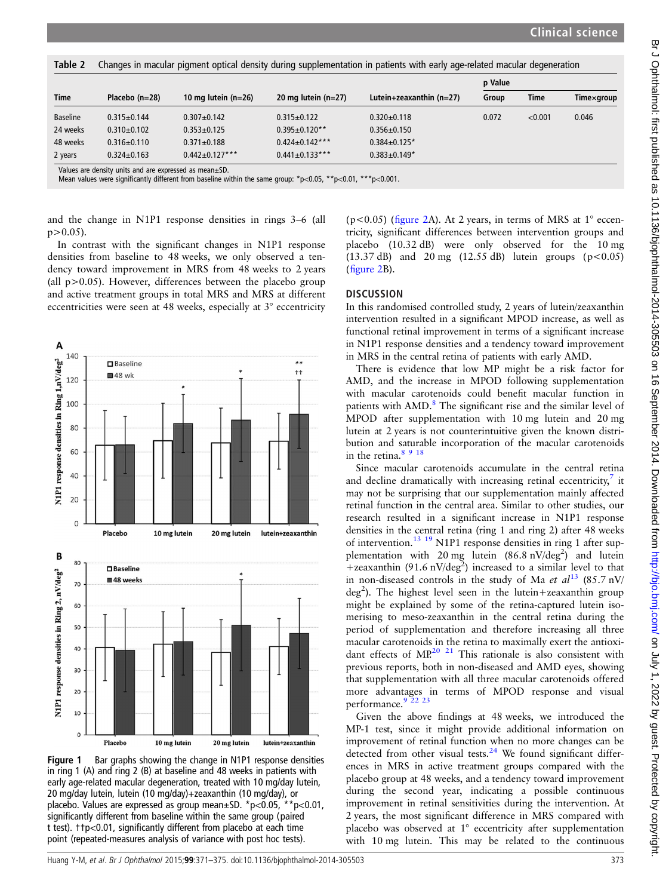**Table 2** Changes in macular pigment optical density during supplementation in patients with early age-related macular degeneration

| Time | Placebo (n=28) | 10 mg lutein (n=26) | 20 mg lutein (n=27) | Lutein+zeaxanthin (n=27) | p Value | | |
|---|---|---|---|---|---|---|---|
| | | | | | Group | Time | Time×group |
| Baseline | 0.315±0.144 | 0.307±0.142 | 0.315±0.122 | 0.320±0.118 | 0.072 | <0.001 | 0.046 |
| 24 weeks | 0.310±0.102 | 0.353±0.125 | 0.395±0.120** | 0.356±0.150 | | | |
| 48 weeks | 0.316±0.110 | 0.371±0.188 | 0.424±0.142*** | 0.384±0.125* | | | |
| 2 years | 0.324±0.163 | 0.442±0.127*** | 0.441±0.133*** | 0.383±0.149* | | | |

Values are density units and are expressed as mean±SD.
Mean values were significantly different from baseline within the same group: *p<0.05, **p<0.01, ***p<0.001.

and the change in N1P1 response densities in rings 3–6 (all p>0.05).

In contrast with the significant changes in N1P1 response densities from baseline to 48 weeks, we only observed a tendency toward improvement in MRS from 48 weeks to 2 years (all p>0.05). However, differences between the placebo group and active treatment groups in total MRS and MRS at different eccentricities were seen at 48 weeks, especially at 3° eccentricity (p<0.05) (figure 2A). At 2 years, in terms of MRS at 1° eccentricity, significant differences between intervention groups and placebo (10.32 dB) were only observed for the 10 mg (13.37 dB) and 20 mg (12.55 dB) lutein groups (p<0.05) (figure 2B).

**Figure 1** Bar graphs showing the change in N1P1 response densities in ring 1 (A) and ring 2 (B) at baseline and 48 weeks in patients with early age-related macular degeneration, treated with 10 mg/day lutein, 20 mg/day lutein, lutein (10 mg/day)+zeaxanthin (10 mg/day), or placebo. Values are expressed as group mean±SD. *p<0.05, **p<0.01, significantly different from baseline within the same group (paired t test). ††p<0.01, significantly different from placebo at each time point (repeated-measures analysis of variance with post hoc tests).

## DISCUSSION

In this randomised controlled study, 2 years of lutein/zeaxanthin intervention resulted in a significant MPOD increase, as well as functional retinal improvement in terms of a significant increase in N1P1 response densities and a tendency toward improvement in MRS in the central retina of patients with early AMD.

There is evidence that low MP might be a risk factor for AMD, and the increase in MPOD following supplementation with macular carotenoids could benefit macular function in patients with AMD.[8] The significant rise and the similar level of MPOD after supplementation with 10 mg lutein and 20 mg lutein at 2 years is not counterintuitive given the known distribution and saturable incorporation of the macular carotenoids in the retina.[8 9 18]

Since macular carotenoids accumulate in the central retina and decline dramatically with increasing retinal eccentricity,[7] it may not be surprising that our supplementation mainly affected retinal function in the central area. Similar to other studies, our research resulted in a significant increase in N1P1 response densities in the central retina (ring 1 and ring 2) after 48 weeks of intervention.[13 19] N1P1 response densities in ring 1 after supplementation with 20 mg lutein (86.8 nV/deg$^2$) and lutein +zeaxanthin (91.6 nV/deg$^2$) increased to a similar level to that in non-diseased controls in the study of Ma *et al*[13] (85.7 nV/deg$^2$). The highest level seen in the lutein+zeaxanthin group might be explained by some of the retina-captured lutein isomerising to meso-zeaxanthin in the central retina during the period of supplementation and therefore increasing all three macular carotenoids in the retina to maximally exert the antioxidant effects of MP.[20 21] This rationale is also consistent with previous reports, both in non-diseased and AMD eyes, showing that supplementation with all three macular carotenoids offered more advantages in terms of MPOD response and visual performance.[9 22 23]

Given the above findings at 48 weeks, we introduced the MP-1 test, since it might provide additional information on improvement of retinal function when no more changes can be detected from other visual tests.[24] We found significant differences in MRS in active treatment groups compared with the placebo group at 48 weeks, and a tendency toward improvement during the second year, indicating a possible continuous improvement in retinal sensitivities during the intervention. At 2 years, the most significant difference in MRS compared with placebo was observed at 1° eccentricity after supplementation with 10 mg lutein. This may be related to the continuous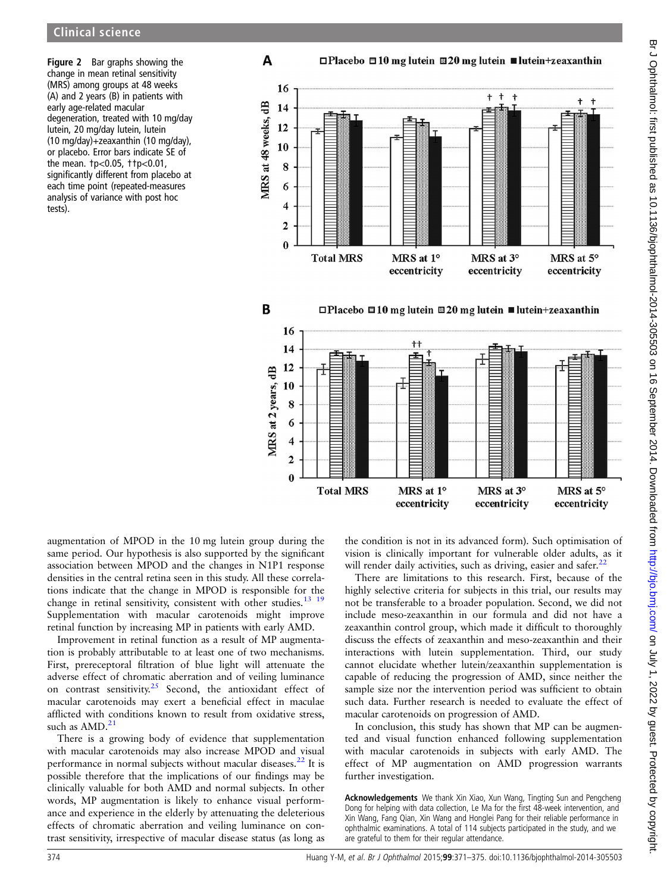Figure 2 Bar graphs showing the change in mean retinal sensitivity (MRS) among groups at 48 weeks (A) and 2 years (B) in patients with early age-related macular degeneration, treated with 10 mg/day lutein, 20 mg/day lutein, lutein (10 mg/day)+zeaxanthin (10 mg/day), or placebo. Error bars indicate SE of the mean. †p<0.05, ††p<0.01, significantly different from placebo at each time point (repeated-measures analysis of variance with post hoc tests).

augmentation of MPOD in the 10 mg lutein group during the same period. Our hypothesis is also supported by the significant association between MPOD and the changes in N1P1 response densities in the central retina seen in this study. All these correlations indicate that the change in MPOD is responsible for the change in retinal sensitivity, consistent with other studies.[13 19] Supplementation with macular carotenoids might improve retinal function by increasing MP in patients with early AMD.

Improvement in retinal function as a result of MP augmentation is probably attributable to at least one of two mechanisms. First, prereceptoral filtration of blue light will attenuate the adverse effect of chromatic aberration and of veiling luminance on contrast sensitivity.[25] Second, the antioxidant effect of macular carotenoids may exert a beneficial effect in maculae afflicted with conditions known to result from oxidative stress, such as AMD.[21]

There is a growing body of evidence that supplementation with macular carotenoids may also increase MPOD and visual performance in normal subjects without macular diseases.[22] It is possible therefore that the implications of our findings may be clinically valuable for both AMD and normal subjects. In other words, MP augmentation is likely to enhance visual performance and experience in the elderly by attenuating the deleterious effects of chromatic aberration and veiling luminance on contrast sensitivity, irrespective of macular disease status (as long as the condition is not in its advanced form). Such optimisation of vision is clinically important for vulnerable older adults, as it will render daily activities, such as driving, easier and safer.[22]

There are limitations to this research. First, because of the highly selective criteria for subjects in this trial, our results may not be transferable to a broader population. Second, we did not include meso-zeaxanthin in our formula and did not have a zeaxanthin control group, which made it difficult to thoroughly discuss the effects of zeaxanthin and meso-zeaxanthin and their interactions with lutein supplementation. Third, our study cannot elucidate whether lutein/zeaxanthin supplementation is capable of reducing the progression of AMD, since neither the sample size nor the intervention period was sufficient to obtain such data. Further research is needed to evaluate the effect of macular carotenoids on progression of AMD.

In conclusion, this study has shown that MP can be augmented and visual function enhanced following supplementation with macular carotenoids in subjects with early AMD. The effect of MP augmentation on AMD progression warrants further investigation.

**Acknowledgements** We thank Xin Xiao, Xun Wang, Tingting Sun and Pengcheng Dong for helping with data collection, Le Ma for the first 48-week intervention, and Xin Wang, Fang Qian, Xin Wang and Honglei Pang for their reliable performance in ophthalmic examinations. A total of 114 subjects participated in the study, and we are grateful to them for their regular attendance.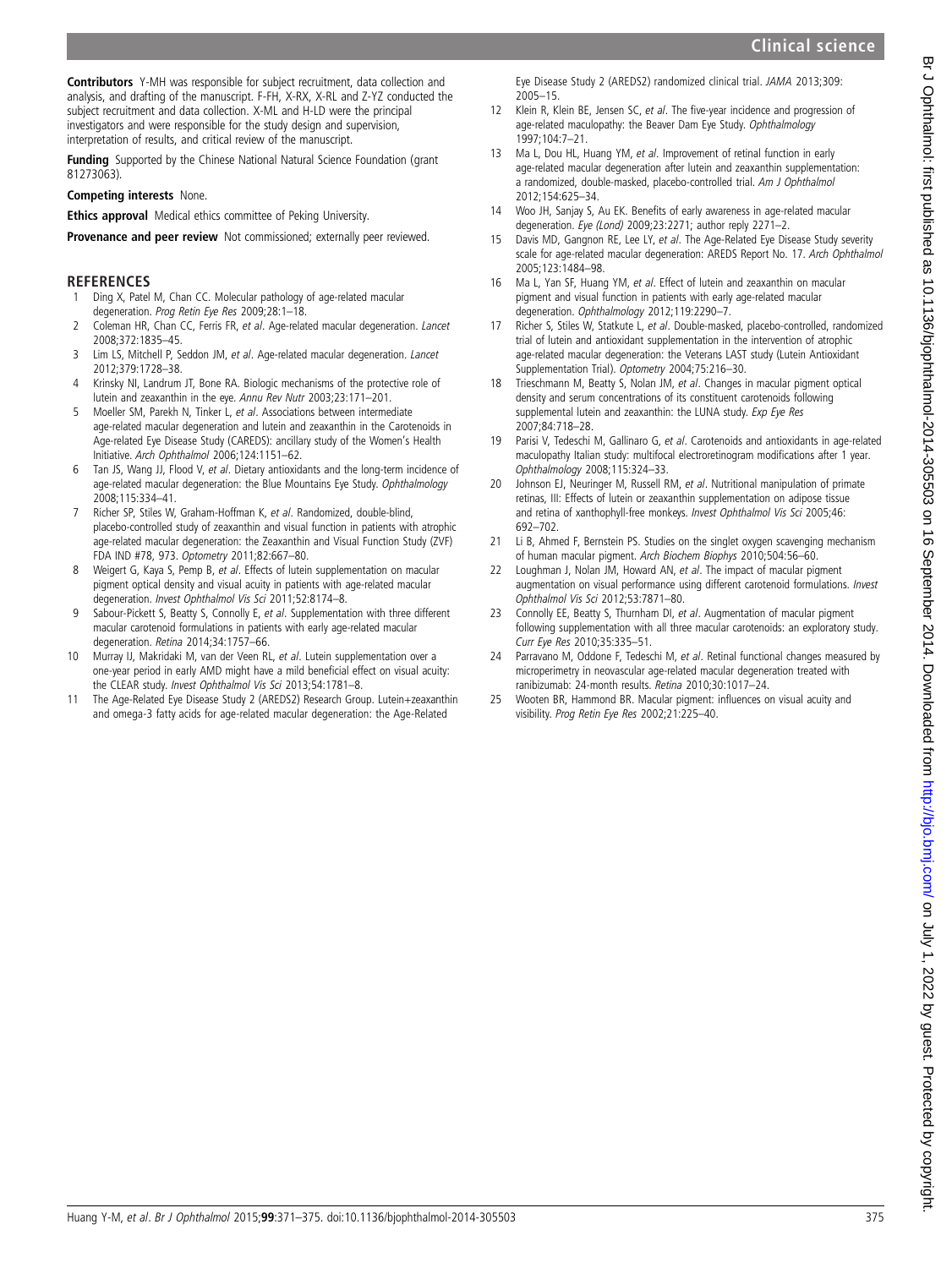**Contributors** Y-MH was responsible for subject recruitment, data collection and analysis, and drafting of the manuscript. F-FH, X-RX, X-RL and Z-YZ conducted the subject recruitment and data collection. X-ML and H-LD were the principal investigators and were responsible for the study design and supervision, interpretation of results, and critical review of the manuscript.

**Funding** Supported by the Chinese National Natural Science Foundation (grant 81273063).

**Competing interests** None.

**Ethics approval** Medical ethics committee of Peking University.

**Provenance and peer review** Not commissioned; externally peer reviewed.

## REFERENCES

1. Ding X, Patel M, Chan CC. Molecular pathology of age-related macular degeneration. *Prog Retin Eye Res* 2009;28:1–18.
2. Coleman HR, Chan CC, Ferris FR, *et al*. Age-related macular degeneration. *Lancet* 2008;372:1835–45.
3. Lim LS, Mitchell P, Seddon JM, *et al*. Age-related macular degeneration. *Lancet* 2012;379:1728–38.
4. Krinsky NI, Landrum JT, Bone RA. Biologic mechanisms of the protective role of lutein and zeaxanthin in the eye. *Annu Rev Nutr* 2003;23:171–201.
5. Moeller SM, Parekh N, Tinker L, *et al*. Associations between intermediate age-related macular degeneration and lutein and zeaxanthin in the Carotenoids in Age-related Eye Disease Study (CAREDS): ancillary study of the Women's Health Initiative. *Arch Ophthalmol* 2006;124:1151–62.
6. Tan JS, Wang JJ, Flood V, *et al*. Dietary antioxidants and the long-term incidence of age-related macular degeneration: the Blue Mountains Eye Study. *Ophthalmology* 2008;115:334–41.
7. Richer SP, Stiles W, Graham-Hoffman K, *et al*. Randomized, double-blind, placebo-controlled study of zeaxanthin and visual function in patients with atrophic age-related macular degeneration: the Zeaxanthin and Visual Function Study (ZVF) FDA IND #78, 973. *Optometry* 2011;82:667–80.
8. Weigert G, Kaya S, Pemp B, *et al*. Effects of lutein supplementation on macular pigment optical density and visual acuity in patients with age-related macular degeneration. *Invest Ophthalmol Vis Sci* 2011;52:8174–8.
9. Sabour-Pickett S, Beatty S, Connolly E, *et al*. Supplementation with three different macular carotenoid formulations in patients with early age-related macular degeneration. *Retina* 2014;34:1757–66.
10. Murray IJ, Makridaki M, van der Veen RL, *et al*. Lutein supplementation over a one-year period in early AMD might have a mild beneficial effect on visual acuity: the CLEAR study. *Invest Ophthalmol Vis Sci* 2013;54:1781–8.
11. The Age-Related Eye Disease Study 2 (AREDS2) Research Group. Lutein+zeaxanthin and omega-3 fatty acids for age-related macular degeneration: the Age-Related Eye Disease Study 2 (AREDS2) randomized clinical trial. *JAMA* 2013;309:2005–15.
12. Klein R, Klein BE, Jensen SC, *et al*. The five-year incidence and progression of age-related maculopathy: the Beaver Dam Eye Study. *Ophthalmology* 1997;104:7–21.
13. Ma L, Dou HL, Huang YM, *et al*. Improvement of retinal function in early age-related macular degeneration after lutein and zeaxanthin supplementation: a randomized, double-masked, placebo-controlled trial. *Am J Ophthalmol* 2012;154:625–34.
14. Woo JH, Sanjay S, Au EK. Benefits of early awareness in age-related macular degeneration. *Eye (Lond)* 2009;23:2271; author reply 2271–2.
15. Davis MD, Gangnon RE, Lee LY, *et al*. The Age-Related Eye Disease Study severity scale for age-related macular degeneration: AREDS Report No. 17. *Arch Ophthalmol* 2005;123:1484–98.
16. Ma L, Yan SF, Huang YM, *et al*. Effect of lutein and zeaxanthin on macular pigment and visual function in patients with early age-related macular degeneration. *Ophthalmology* 2012;119:2290–7.
17. Richer S, Stiles W, Statkute L, *et al*. Double-masked, placebo-controlled, randomized trial of lutein and antioxidant supplementation in the intervention of atrophic age-related macular degeneration: the Veterans LAST study (Lutein Antioxidant Supplementation Trial). *Optometry* 2004;75:216–30.
18. Trieschmann M, Beatty S, Nolan JM, *et al*. Changes in macular pigment optical density and serum concentrations of its constituent carotenoids following supplemental lutein and zeaxanthin: the LUNA study. *Exp Eye Res* 2007;84:718–28.
19. Parisi V, Tedeschi M, Gallinaro G, *et al*. Carotenoids and antioxidants in age-related maculopathy Italian study: multifocal electroretinogram modifications after 1 year. *Ophthalmology* 2008;115:324–33.
20. Johnson EJ, Neuringer M, Russell RM, *et al*. Nutritional manipulation of primate retinas, III: Effects of lutein or zeaxanthin supplementation on adipose tissue and retina of xanthophyll-free monkeys. *Invest Ophthalmol Vis Sci* 2005;46:692–702.
21. Li B, Ahmed F, Bernstein PS. Studies on the singlet oxygen scavenging mechanism of human macular pigment. *Arch Biochem Biophys* 2010;504:56–60.
22. Loughman J, Nolan JM, Howard AN, *et al*. The impact of macular pigment augmentation on visual performance using different carotenoid formulations. *Invest Ophthalmol Vis Sci* 2012;53:7871–80.
23. Connolly EE, Beatty S, Thurnham DI, *et al*. Augmentation of macular pigment following supplementation with all three macular carotenoids: an exploratory study. *Curr Eye Res* 2010;35:335–51.
24. Parravano M, Oddone F, Tedeschi M, *et al*. Retinal functional changes measured by microperimetry in neovascular age-related macular degeneration treated with ranibizumab: 24-month results. *Retina* 2010;30:1017–24.
25. Wooten BR, Hammond BR. Macular pigment: influences on visual acuity and visibility. *Prog Retin Eye Res* 2002;21:225–40.